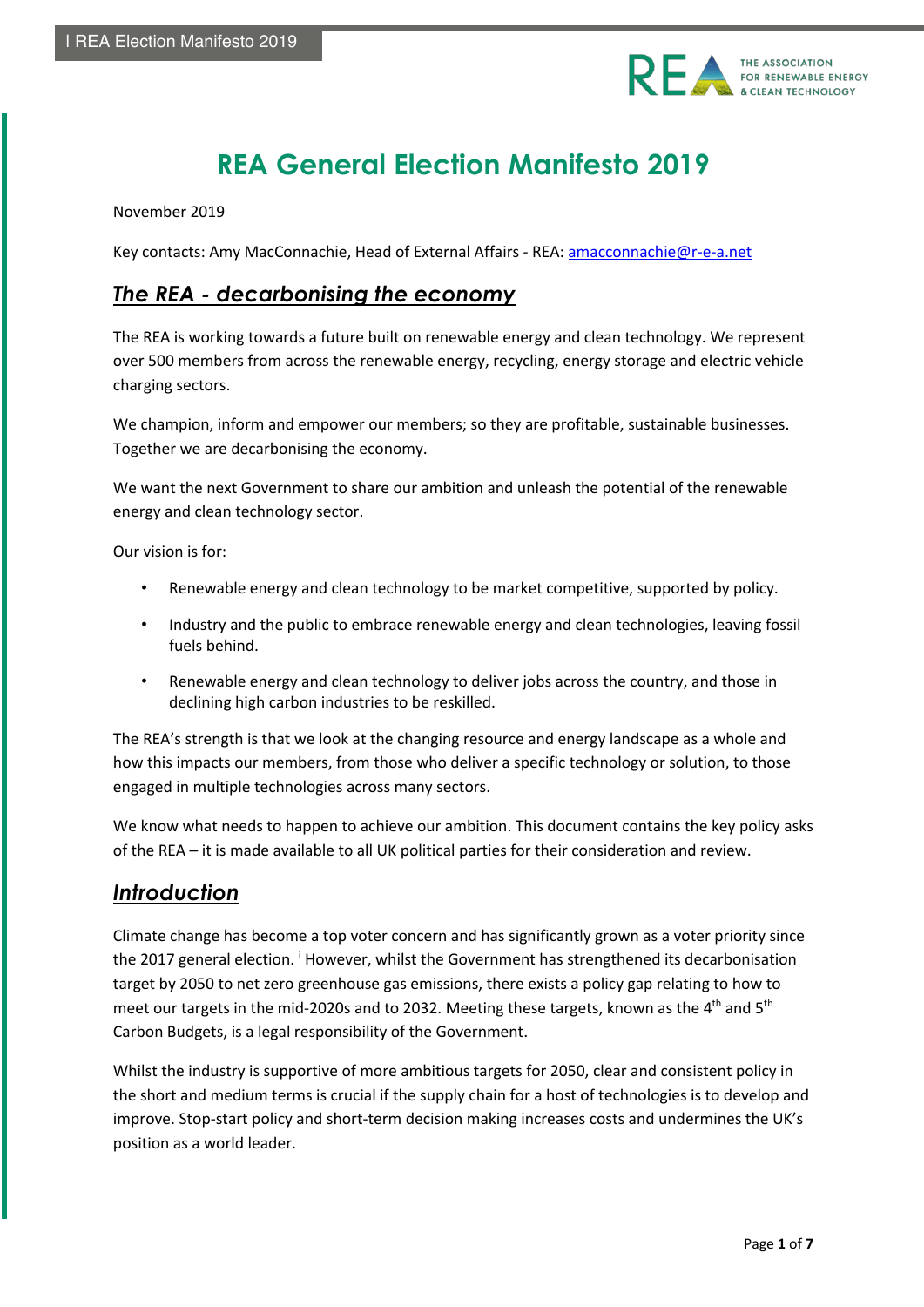# REA General Election Manifesto 2019

November 2019

Key contacts: Amy MacConnachie, Head of External Affairs - REA: amacconnachie@r-e-a.net

## ***The REA - decarbonising the economy***

The REA is working towards a future built on renewable energy and clean technology. We represent over 500 members from across the renewable energy, recycling, energy storage and electric vehicle charging sectors.

We champion, inform and empower our members; so they are profitable, sustainable businesses. Together we are decarbonising the economy.

We want the next Government to share our ambition and unleash the potential of the renewable energy and clean technology sector.

Our vision is for:

- Renewable energy and clean technology to be market competitive, supported by policy.
- Industry and the public to embrace renewable energy and clean technologies, leaving fossil fuels behind.
- Renewable energy and clean technology to deliver jobs across the country, and those in declining high carbon industries to be reskilled.

The REA's strength is that we look at the changing resource and energy landscape as a whole and how this impacts our members, from those who deliver a specific technology or solution, to those engaged in multiple technologies across many sectors.

We know what needs to happen to achieve our ambition. This document contains the key policy asks of the REA – it is made available to all UK political parties for their consideration and review.

## ***Introduction***

Climate change has become a top voter concern and has significantly grown as a voter priority since the 2017 general election. [i] However, whilst the Government has strengthened its decarbonisation target by 2050 to net zero greenhouse gas emissions, there exists a policy gap relating to how to meet our targets in the mid-2020s and to 2032. Meeting these targets, known as the 4th and 5th Carbon Budgets, is a legal responsibility of the Government.

Whilst the industry is supportive of more ambitious targets for 2050, clear and consistent policy in the short and medium terms is crucial if the supply chain for a host of technologies is to develop and improve. Stop-start policy and short-term decision making increases costs and undermines the UK's position as a world leader.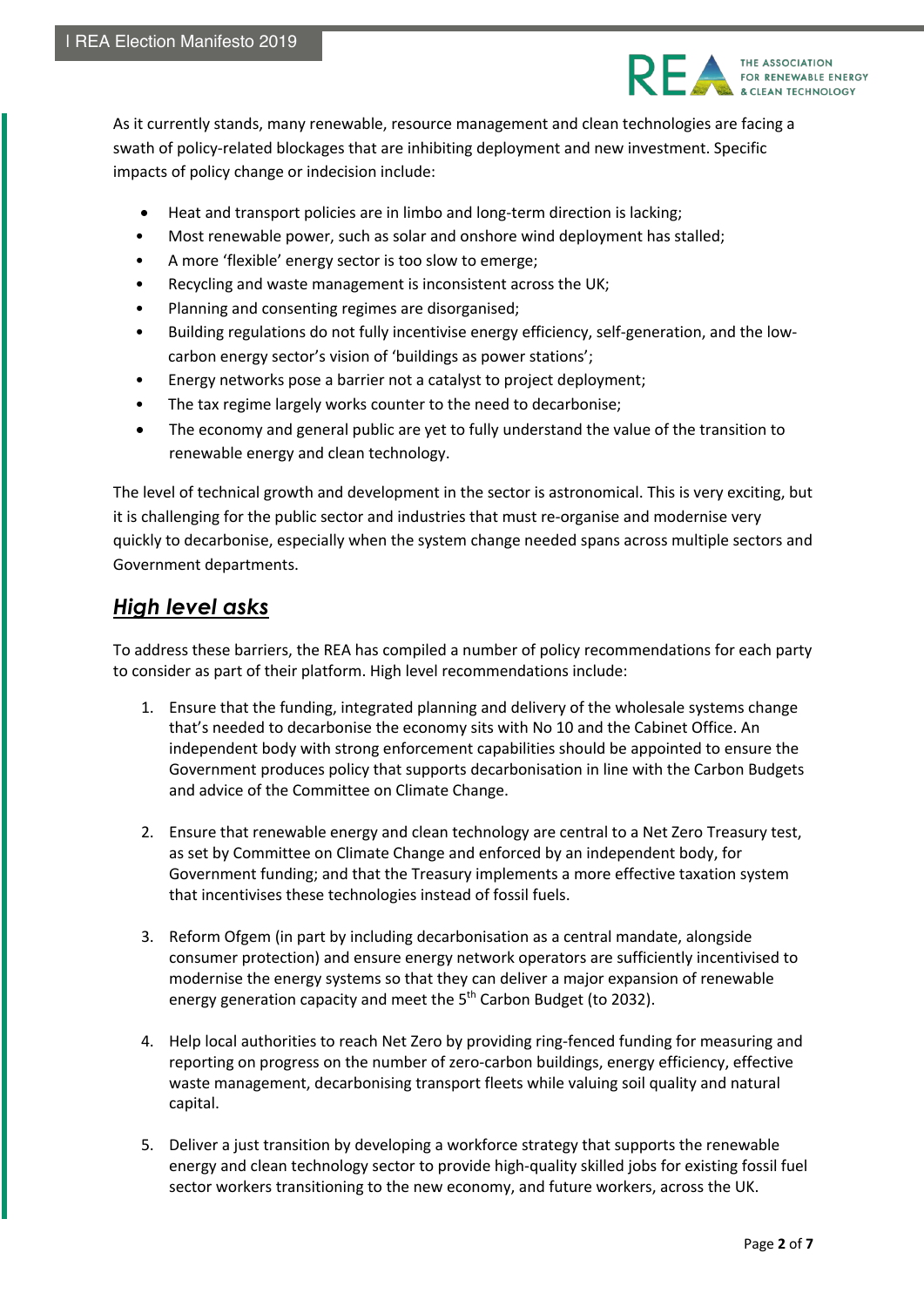As it currently stands, many renewable, resource management and clean technologies are facing a swath of policy-related blockages that are inhibiting deployment and new investment. Specific impacts of policy change or indecision include:

- Heat and transport policies are in limbo and long-term direction is lacking;
- Most renewable power, such as solar and onshore wind deployment has stalled;
- A more 'flexible' energy sector is too slow to emerge;
- Recycling and waste management is inconsistent across the UK;
- Planning and consenting regimes are disorganised;
- Building regulations do not fully incentivise energy efficiency, self-generation, and the low-carbon energy sector's vision of 'buildings as power stations';
- Energy networks pose a barrier not a catalyst to project deployment;
- The tax regime largely works counter to the need to decarbonise;
- The economy and general public are yet to fully understand the value of the transition to renewable energy and clean technology.

The level of technical growth and development in the sector is astronomical. This is very exciting, but it is challenging for the public sector and industries that must re-organise and modernise very quickly to decarbonise, especially when the system change needed spans across multiple sectors and Government departments.

## ***High level asks***

To address these barriers, the REA has compiled a number of policy recommendations for each party to consider as part of their platform. High level recommendations include:

1. Ensure that the funding, integrated planning and delivery of the wholesale systems change that's needed to decarbonise the economy sits with No 10 and the Cabinet Office. An independent body with strong enforcement capabilities should be appointed to ensure the Government produces policy that supports decarbonisation in line with the Carbon Budgets and advice of the Committee on Climate Change.

2. Ensure that renewable energy and clean technology are central to a Net Zero Treasury test, as set by Committee on Climate Change and enforced by an independent body, for Government funding; and that the Treasury implements a more effective taxation system that incentivises these technologies instead of fossil fuels.

3. Reform Ofgem (in part by including decarbonisation as a central mandate, alongside consumer protection) and ensure energy network operators are sufficiently incentivised to modernise the energy systems so that they can deliver a major expansion of renewable energy generation capacity and meet the 5$^{th}$ Carbon Budget (to 2032).

4. Help local authorities to reach Net Zero by providing ring-fenced funding for measuring and reporting on progress on the number of zero-carbon buildings, energy efficiency, effective waste management, decarbonising transport fleets while valuing soil quality and natural capital.

5. Deliver a just transition by developing a workforce strategy that supports the renewable energy and clean technology sector to provide high-quality skilled jobs for existing fossil fuel sector workers transitioning to the new economy, and future workers, across the UK.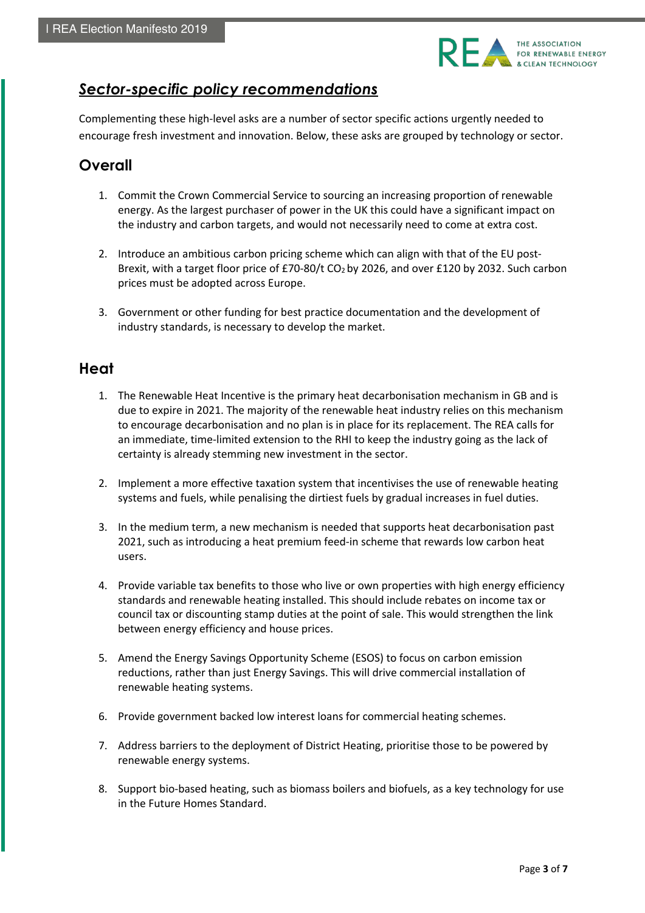## ***Sector-specific policy recommendations***

Complementing these high-level asks are a number of sector specific actions urgently needed to encourage fresh investment and innovation. Below, these asks are grouped by technology or sector.

### Overall

1. Commit the Crown Commercial Service to sourcing an increasing proportion of renewable energy. As the largest purchaser of power in the UK this could have a significant impact on the industry and carbon targets, and would not necessarily need to come at extra cost.

2. Introduce an ambitious carbon pricing scheme which can align with that of the EU post-Brexit, with a target floor price of £70-80/t $CO_2$ by 2026, and over £120 by 2032. Such carbon prices must be adopted across Europe.

3. Government or other funding for best practice documentation and the development of industry standards, is necessary to develop the market.

### Heat

1. The Renewable Heat Incentive is the primary heat decarbonisation mechanism in GB and is due to expire in 2021. The majority of the renewable heat industry relies on this mechanism to encourage decarbonisation and no plan is in place for its replacement. The REA calls for an immediate, time-limited extension to the RHI to keep the industry going as the lack of certainty is already stemming new investment in the sector.

2. Implement a more effective taxation system that incentivises the use of renewable heating systems and fuels, while penalising the dirtiest fuels by gradual increases in fuel duties.

3. In the medium term, a new mechanism is needed that supports heat decarbonisation past 2021, such as introducing a heat premium feed-in scheme that rewards low carbon heat users.

4. Provide variable tax benefits to those who live or own properties with high energy efficiency standards and renewable heating installed. This should include rebates on income tax or council tax or discounting stamp duties at the point of sale. This would strengthen the link between energy efficiency and house prices.

5. Amend the Energy Savings Opportunity Scheme (ESOS) to focus on carbon emission reductions, rather than just Energy Savings. This will drive commercial installation of renewable heating systems.

6. Provide government backed low interest loans for commercial heating schemes.

7. Address barriers to the deployment of District Heating, prioritise those to be powered by renewable energy systems.

8. Support bio-based heating, such as biomass boilers and biofuels, as a key technology for use in the Future Homes Standard.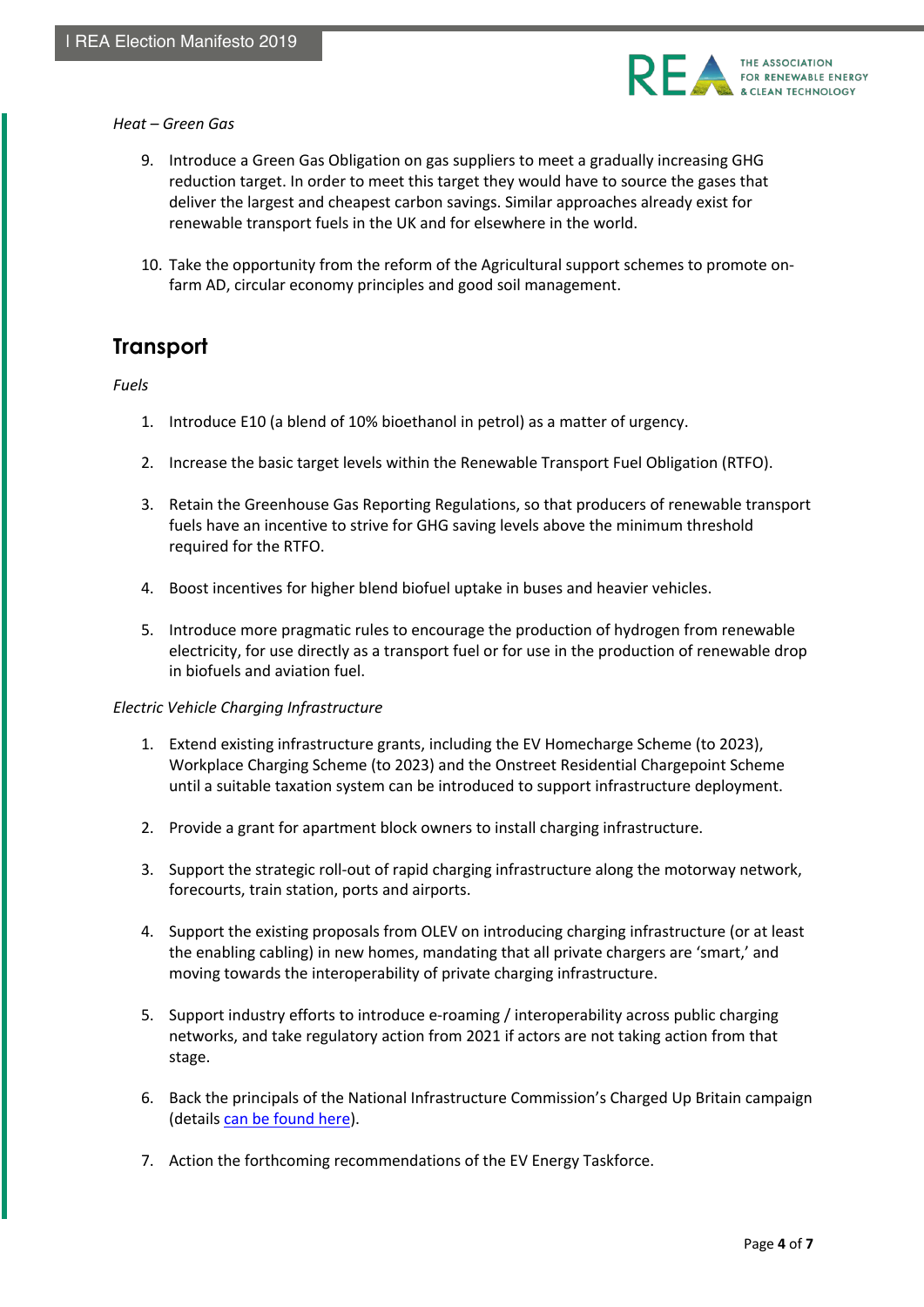*Heat – Green Gas*

9. Introduce a Green Gas Obligation on gas suppliers to meet a gradually increasing GHG reduction target. In order to meet this target they would have to source the gases that deliver the largest and cheapest carbon savings. Similar approaches already exist for renewable transport fuels in the UK and for elsewhere in the world.

10. Take the opportunity from the reform of the Agricultural support schemes to promote on-farm AD, circular economy principles and good soil management.

## Transport

*Fuels*

1. Introduce E10 (a blend of 10% bioethanol in petrol) as a matter of urgency.

2. Increase the basic target levels within the Renewable Transport Fuel Obligation (RTFO).

3. Retain the Greenhouse Gas Reporting Regulations, so that producers of renewable transport fuels have an incentive to strive for GHG saving levels above the minimum threshold required for the RTFO.

4. Boost incentives for higher blend biofuel uptake in buses and heavier vehicles.

5. Introduce more pragmatic rules to encourage the production of hydrogen from renewable electricity, for use directly as a transport fuel or for use in the production of renewable drop in biofuels and aviation fuel.

*Electric Vehicle Charging Infrastructure*

1. Extend existing infrastructure grants, including the EV Homecharge Scheme (to 2023), Workplace Charging Scheme (to 2023) and the Onstreet Residential Chargepoint Scheme until a suitable taxation system can be introduced to support infrastructure deployment.

2. Provide a grant for apartment block owners to install charging infrastructure.

3. Support the strategic roll-out of rapid charging infrastructure along the motorway network, forecourts, train station, ports and airports.

4. Support the existing proposals from OLEV on introducing charging infrastructure (or at least the enabling cabling) in new homes, mandating that all private chargers are 'smart,' and moving towards the interoperability of private charging infrastructure.

5. Support industry efforts to introduce e-roaming / interoperability across public charging networks, and take regulatory action from 2021 if actors are not taking action from that stage.

6. Back the principals of the National Infrastructure Commission's Charged Up Britain campaign (details can be found here).

7. Action the forthcoming recommendations of the EV Energy Taskforce.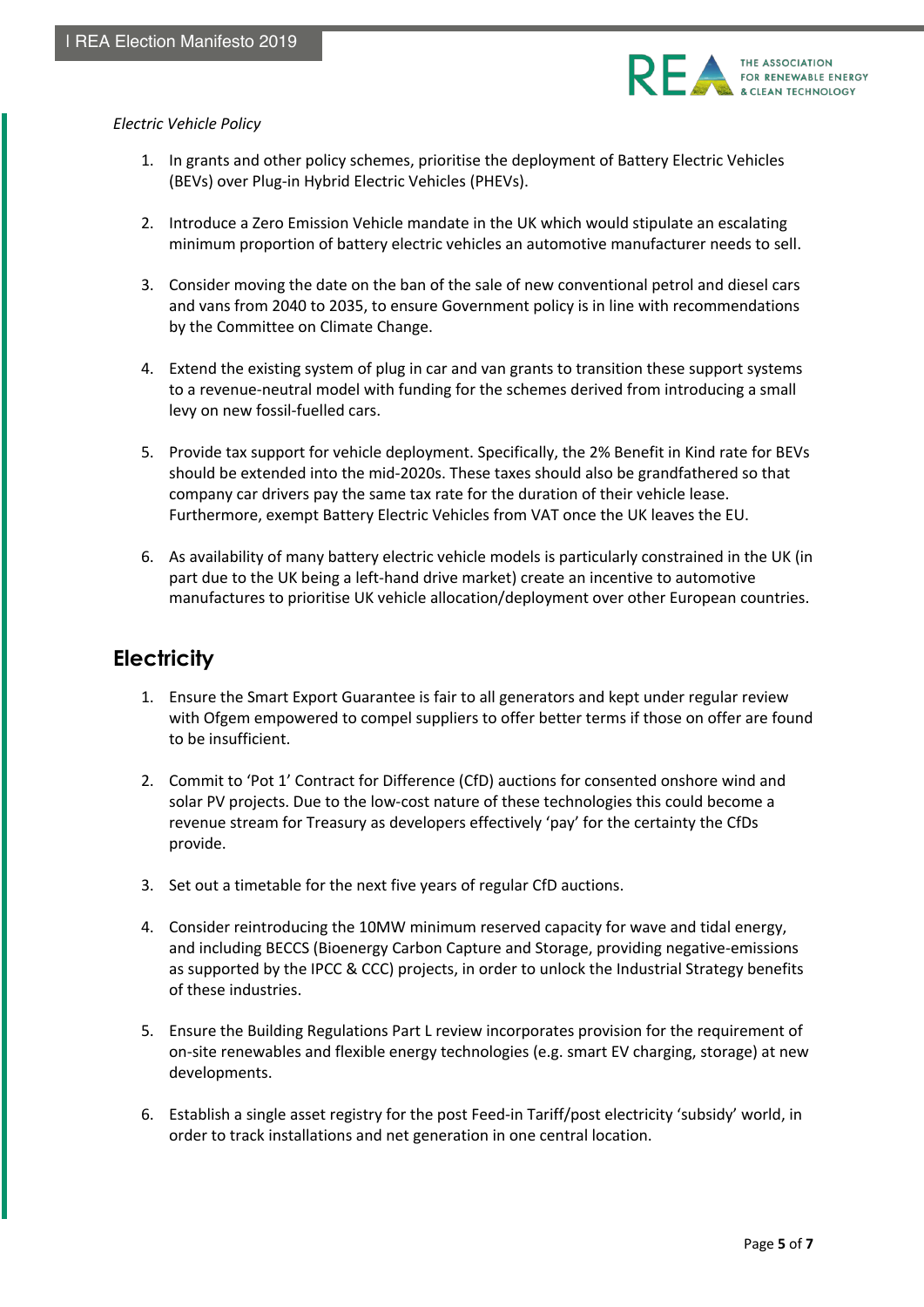*Electric Vehicle Policy*

1. In grants and other policy schemes, prioritise the deployment of Battery Electric Vehicles (BEVs) over Plug-in Hybrid Electric Vehicles (PHEVs).

2. Introduce a Zero Emission Vehicle mandate in the UK which would stipulate an escalating minimum proportion of battery electric vehicles an automotive manufacturer needs to sell.

3. Consider moving the date on the ban of the sale of new conventional petrol and diesel cars and vans from 2040 to 2035, to ensure Government policy is in line with recommendations by the Committee on Climate Change.

4. Extend the existing system of plug in car and van grants to transition these support systems to a revenue-neutral model with funding for the schemes derived from introducing a small levy on new fossil-fuelled cars.

5. Provide tax support for vehicle deployment. Specifically, the 2% Benefit in Kind rate for BEVs should be extended into the mid-2020s. These taxes should also be grandfathered so that company car drivers pay the same tax rate for the duration of their vehicle lease. Furthermore, exempt Battery Electric Vehicles from VAT once the UK leaves the EU.

6. As availability of many battery electric vehicle models is particularly constrained in the UK (in part due to the UK being a left-hand drive market) create an incentive to automotive manufactures to prioritise UK vehicle allocation/deployment over other European countries.

## Electricity

1. Ensure the Smart Export Guarantee is fair to all generators and kept under regular review with Ofgem empowered to compel suppliers to offer better terms if those on offer are found to be insufficient.

2. Commit to 'Pot 1' Contract for Difference (CfD) auctions for consented onshore wind and solar PV projects. Due to the low-cost nature of these technologies this could become a revenue stream for Treasury as developers effectively 'pay' for the certainty the CfDs provide.

3. Set out a timetable for the next five years of regular CfD auctions.

4. Consider reintroducing the 10MW minimum reserved capacity for wave and tidal energy, and including BECCS (Bioenergy Carbon Capture and Storage, providing negative-emissions as supported by the IPCC & CCC) projects, in order to unlock the Industrial Strategy benefits of these industries.

5. Ensure the Building Regulations Part L review incorporates provision for the requirement of on-site renewables and flexible energy technologies (e.g. smart EV charging, storage) at new developments.

6. Establish a single asset registry for the post Feed-in Tariff/post electricity 'subsidy' world, in order to track installations and net generation in one central location.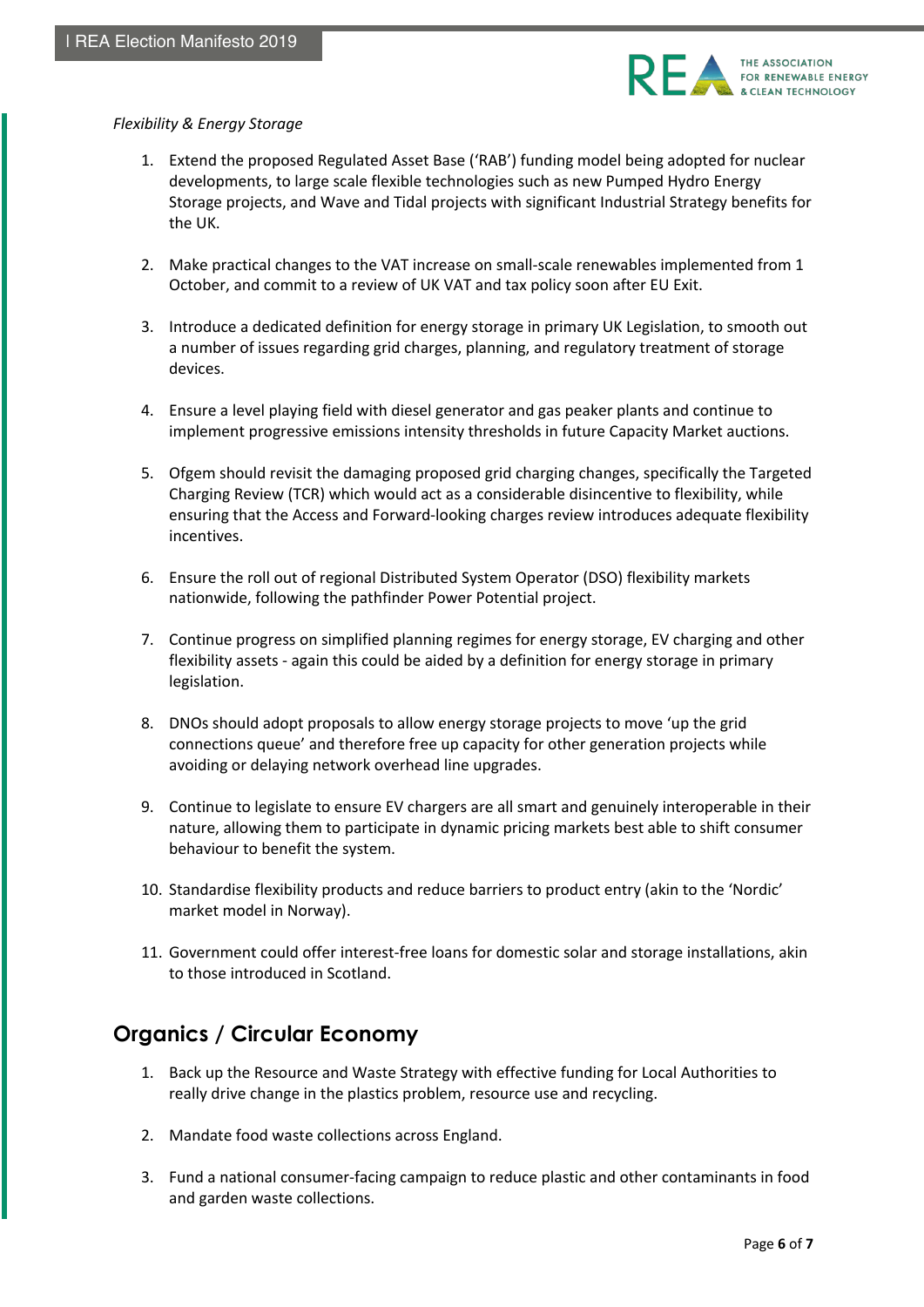*Flexibility & Energy Storage*

1. Extend the proposed Regulated Asset Base ('RAB') funding model being adopted for nuclear developments, to large scale flexible technologies such as new Pumped Hydro Energy Storage projects, and Wave and Tidal projects with significant Industrial Strategy benefits for the UK.

2. Make practical changes to the VAT increase on small-scale renewables implemented from 1 October, and commit to a review of UK VAT and tax policy soon after EU Exit.

3. Introduce a dedicated definition for energy storage in primary UK Legislation, to smooth out a number of issues regarding grid charges, planning, and regulatory treatment of storage devices.

4. Ensure a level playing field with diesel generator and gas peaker plants and continue to implement progressive emissions intensity thresholds in future Capacity Market auctions.

5. Ofgem should revisit the damaging proposed grid charging changes, specifically the Targeted Charging Review (TCR) which would act as a considerable disincentive to flexibility, while ensuring that the Access and Forward-looking charges review introduces adequate flexibility incentives.

6. Ensure the roll out of regional Distributed System Operator (DSO) flexibility markets nationwide, following the pathfinder Power Potential project.

7. Continue progress on simplified planning regimes for energy storage, EV charging and other flexibility assets - again this could be aided by a definition for energy storage in primary legislation.

8. DNOs should adopt proposals to allow energy storage projects to move 'up the grid connections queue' and therefore free up capacity for other generation projects while avoiding or delaying network overhead line upgrades.

9. Continue to legislate to ensure EV chargers are all smart and genuinely interoperable in their nature, allowing them to participate in dynamic pricing markets best able to shift consumer behaviour to benefit the system.

10. Standardise flexibility products and reduce barriers to product entry (akin to the 'Nordic' market model in Norway).

11. Government could offer interest-free loans for domestic solar and storage installations, akin to those introduced in Scotland.

## Organics / Circular Economy

1. Back up the Resource and Waste Strategy with effective funding for Local Authorities to really drive change in the plastics problem, resource use and recycling.

2. Mandate food waste collections across England.

3. Fund a national consumer-facing campaign to reduce plastic and other contaminants in food and garden waste collections.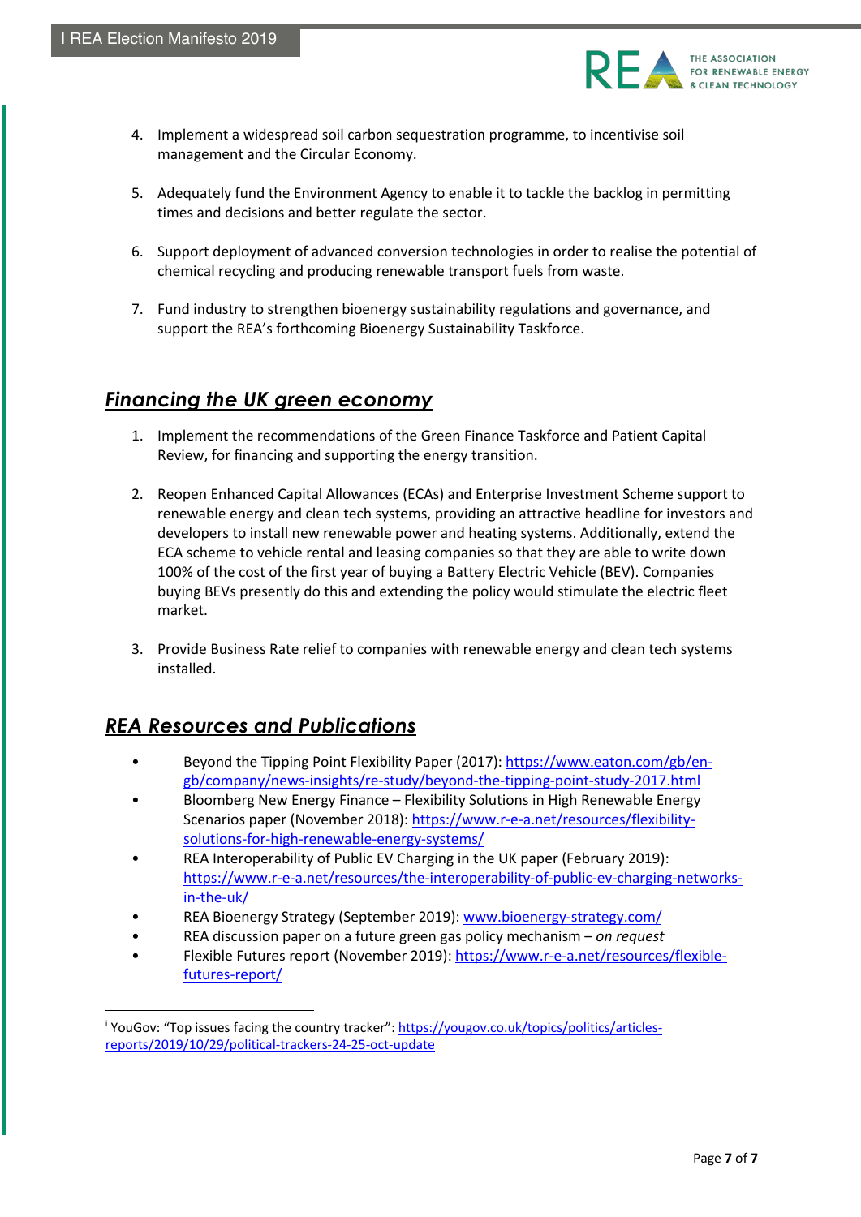4. Implement a widespread soil carbon sequestration programme, to incentivise soil management and the Circular Economy.

5. Adequately fund the Environment Agency to enable it to tackle the backlog in permitting times and decisions and better regulate the sector.

6. Support deployment of advanced conversion technologies in order to realise the potential of chemical recycling and producing renewable transport fuels from waste.

7. Fund industry to strengthen bioenergy sustainability regulations and governance, and support the REA's forthcoming Bioenergy Sustainability Taskforce.

## ***Financing the UK green economy***

1. Implement the recommendations of the Green Finance Taskforce and Patient Capital Review, for financing and supporting the energy transition.

2. Reopen Enhanced Capital Allowances (ECAs) and Enterprise Investment Scheme support to renewable energy and clean tech systems, providing an attractive headline for investors and developers to install new renewable power and heating systems. Additionally, extend the ECA scheme to vehicle rental and leasing companies so that they are able to write down 100% of the cost of the first year of buying a Battery Electric Vehicle (BEV). Companies buying BEVs presently do this and extending the policy would stimulate the electric fleet market.

3. Provide Business Rate relief to companies with renewable energy and clean tech systems installed.

## ***REA Resources and Publications***

- Beyond the Tipping Point Flexibility Paper (2017): https://www.eaton.com/gb/en-gb/company/news-insights/re-study/beyond-the-tipping-point-study-2017.html
- Bloomberg New Energy Finance – Flexibility Solutions in High Renewable Energy Scenarios paper (November 2018): https://www.r-e-a.net/resources/flexibility-solutions-for-high-renewable-energy-systems/
- REA Interoperability of Public EV Charging in the UK paper (February 2019): https://www.r-e-a.net/resources/the-interoperability-of-public-ev-charging-networks-in-the-uk/
- REA Bioenergy Strategy (September 2019): www.bioenergy-strategy.com/
- REA discussion paper on a future green gas policy mechanism – *on request*
- Flexible Futures report (November 2019): https://www.r-e-a.net/resources/flexible-futures-report/

---

[i] YouGov: "Top issues facing the country tracker": https://yougov.co.uk/topics/politics/articles-reports/2019/10/29/political-trackers-24-25-oct-update